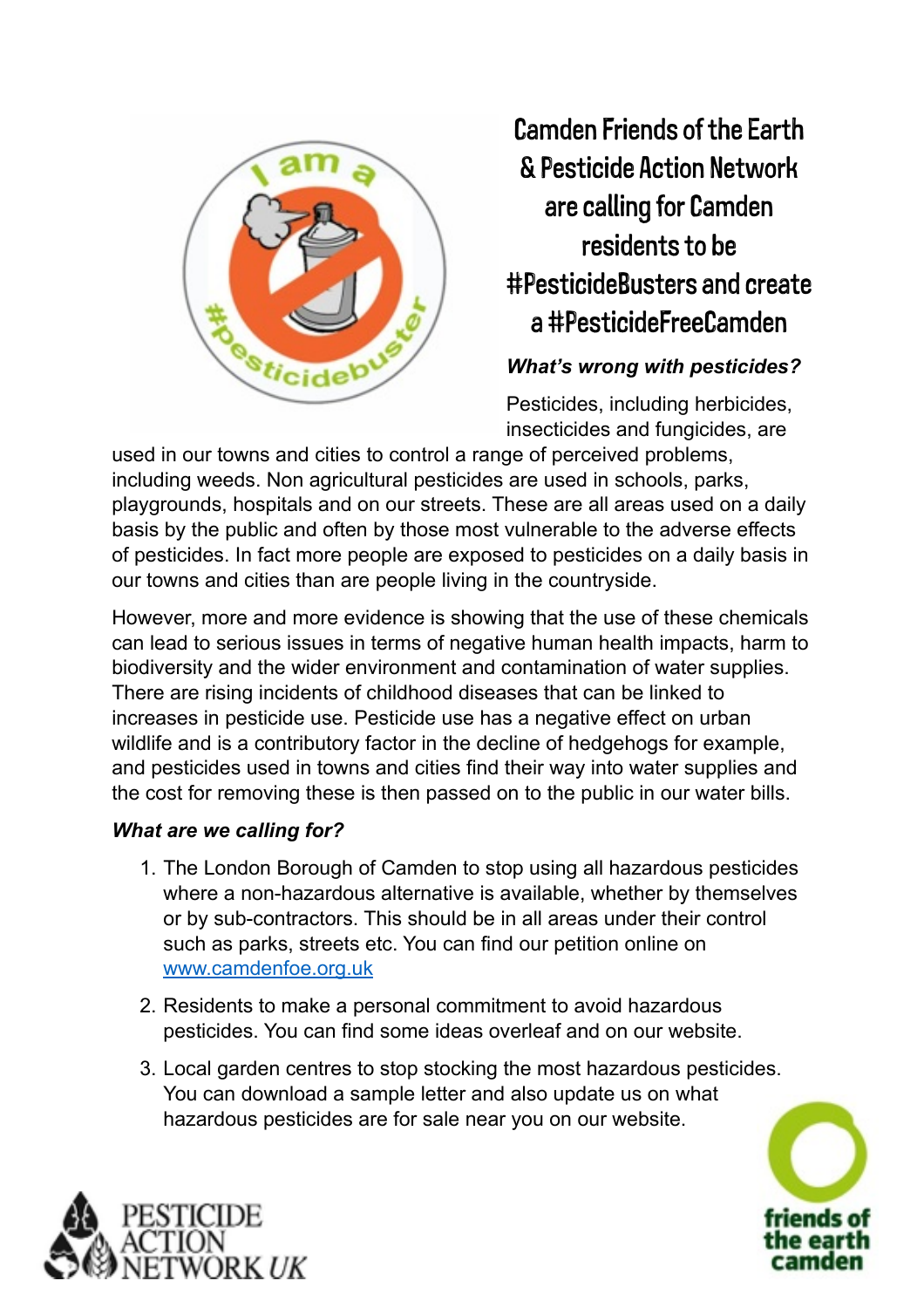# Camden Friends of the Earth & Pesticide Action Network are calling for Camden residents to be #PesticideBusters and create a #PesticideFreeCamden

***What's wrong with pesticides?***

Pesticides, including herbicides, insecticides and fungicides, are used in our towns and cities to control a range of perceived problems, including weeds. Non agricultural pesticides are used in schools, parks, playgrounds, hospitals and on our streets. These are all areas used on a daily basis by the public and often by those most vulnerable to the adverse effects of pesticides. In fact more people are exposed to pesticides on a daily basis in our towns and cities than are people living in the countryside.

However, more and more evidence is showing that the use of these chemicals can lead to serious issues in terms of negative human health impacts, harm to biodiversity and the wider environment and contamination of water supplies. There are rising incidents of childhood diseases that can be linked to increases in pesticide use. Pesticide use has a negative effect on urban wildlife and is a contributory factor in the decline of hedgehogs for example, and pesticides used in towns and cities find their way into water supplies and the cost for removing these is then passed on to the public in our water bills.

***What are we calling for?***

1. The London Borough of Camden to stop using all hazardous pesticides where a non-hazardous alternative is available, whether by themselves or by sub-contractors. This should be in all areas under their control such as parks, streets etc. You can find our petition online on [www.camdenfoe.org.uk](www.camdenfoe.org.uk)
2. Residents to make a personal commitment to avoid hazardous pesticides. You can find some ideas overleaf and on our website.
3. Local garden centres to stop stocking the most hazardous pesticides. You can download a sample letter and also update us on what hazardous pesticides are for sale near you on our website.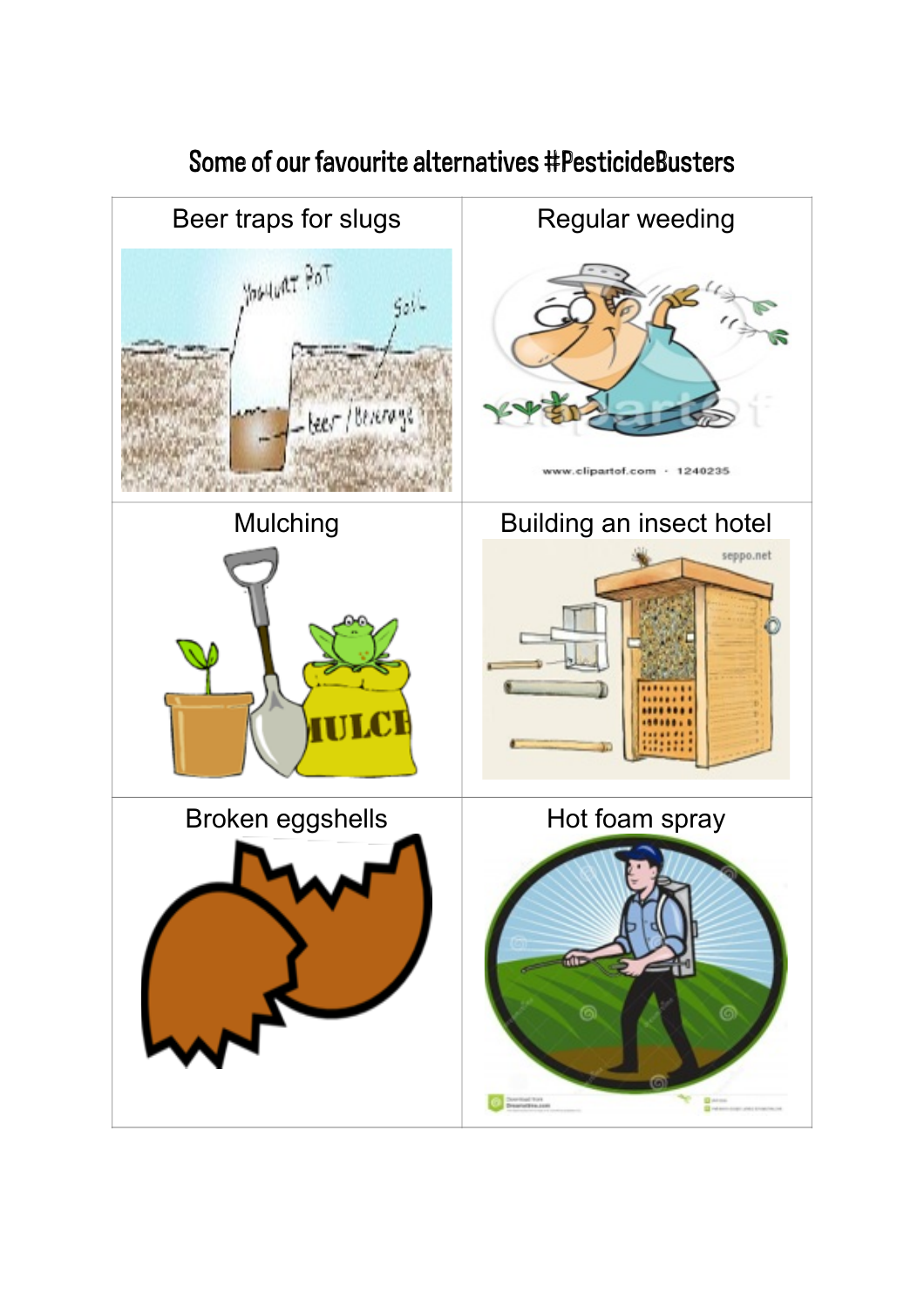## Some of our favourite alternatives #PesticideBusters

| | |
|---|---|
| Beer traps for slugs | Regular weeding |
| Mulching | Building an insect hotel |
| Broken eggshells | Hot foam spray |